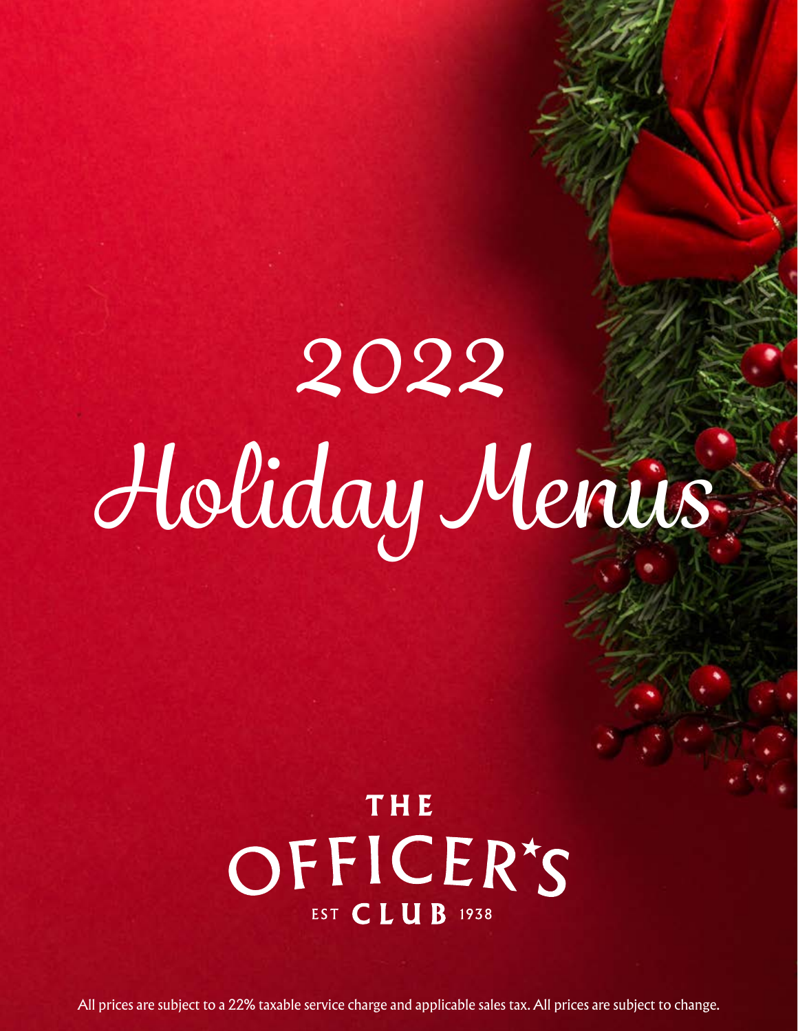# 2022 Holiday Menus

THE OFFICER'S CLUB
EST 1938

All prices are subject to a 22% taxable service charge and applicable sales tax. All prices are subject to change.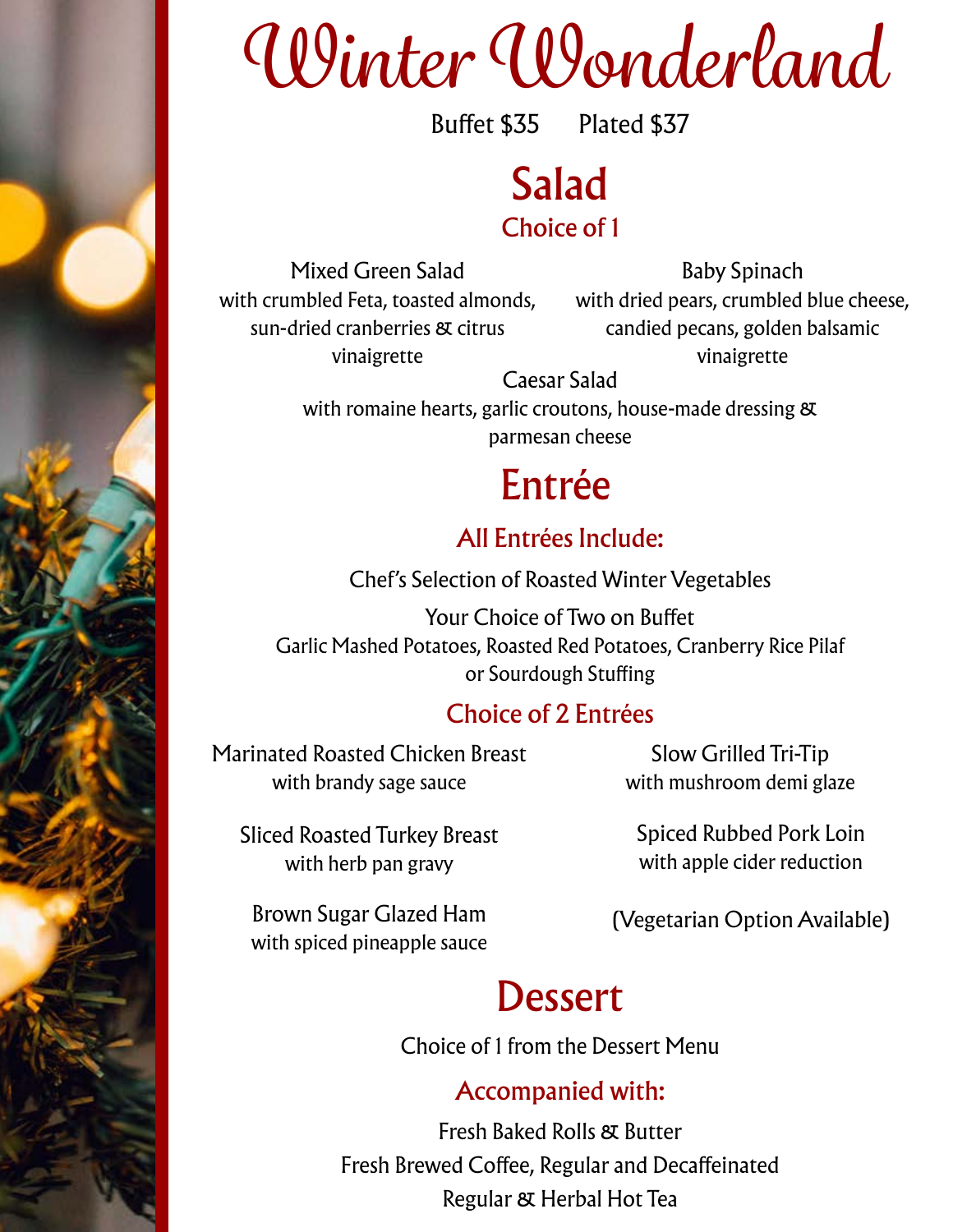# Winter Wonderland

Buffet $35 Plated $37

## Salad

### Choice of 1

Mixed Green Salad
with crumbled Feta, toasted almonds, sun-dried cranberries & citrus vinaigrette

Baby Spinach
with dried pears, crumbled blue cheese, candied pecans, golden balsamic vinaigrette

Caesar Salad
with romaine hearts, garlic croutons, house-made dressing & parmesan cheese

## Entrée

### All Entrées Include:

Chef's Selection of Roasted Winter Vegetables

Your Choice of Two on Buffet
Garlic Mashed Potatoes, Roasted Red Potatoes, Cranberry Rice Pilaf or Sourdough Stuffing

### Choice of 2 Entrées

Marinated Roasted Chicken Breast
with brandy sage sauce

Sliced Roasted Turkey Breast
with herb pan gravy

Brown Sugar Glazed Ham
with spiced pineapple sauce

Slow Grilled Tri-Tip
with mushroom demi glaze

Spiced Rubbed Pork Loin
with apple cider reduction

(Vegetarian Option Available)

## Dessert

Choice of 1 from the Dessert Menu

### Accompanied with:

Fresh Baked Rolls & Butter
Fresh Brewed Coffee, Regular and Decaffeinated
Regular & Herbal Hot Tea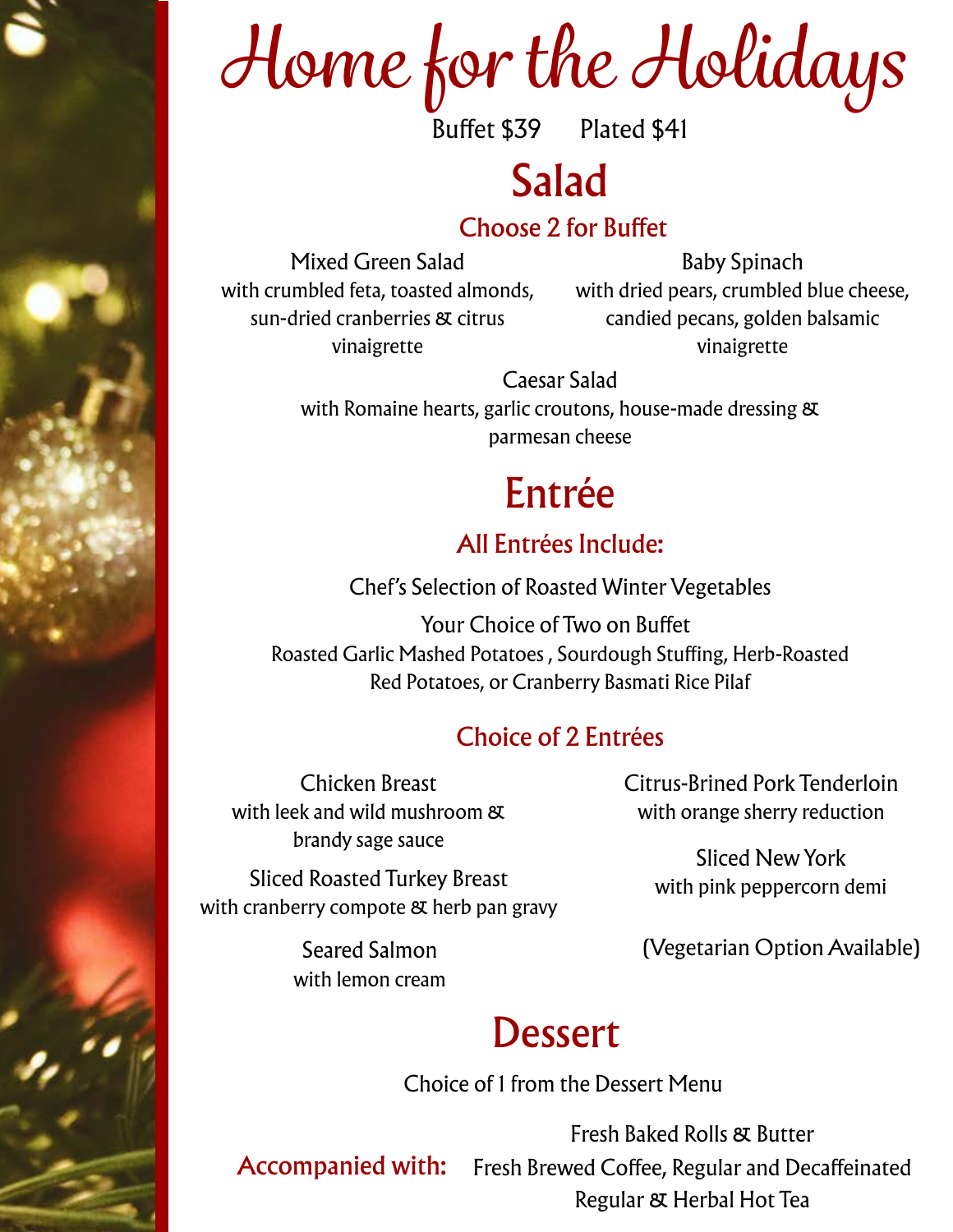# Home for the Holidays

Buffet $39    Plated $41

## Salad

### Choose 2 for Buffet

Mixed Green Salad
with crumbled feta, toasted almonds, sun-dried cranberries & citrus vinaigrette

Baby Spinach
with dried pears, crumbled blue cheese, candied pecans, golden balsamic vinaigrette

Caesar Salad
with Romaine hearts, garlic croutons, house-made dressing & parmesan cheese

## Entrée

### All Entrées Include:

Chef's Selection of Roasted Winter Vegetables

Your Choice of Two on Buffet
Roasted Garlic Mashed Potatoes , Sourdough Stuffing, Herb-Roasted Red Potatoes, or Cranberry Basmati Rice Pilaf

### Choice of 2 Entrées

Chicken Breast
with leek and wild mushroom & brandy sage sauce

Sliced Roasted Turkey Breast
with cranberry compote & herb pan gravy

Seared Salmon
with lemon cream

Citrus-Brined Pork Tenderloin
with orange sherry reduction

Sliced New York
with pink peppercorn demi

(Vegetarian Option Available)

## Dessert

Choice of 1 from the Dessert Menu

**Accompanied with:**

Fresh Baked Rolls & Butter
Fresh Brewed Coffee, Regular and Decaffeinated
Regular & Herbal Hot Tea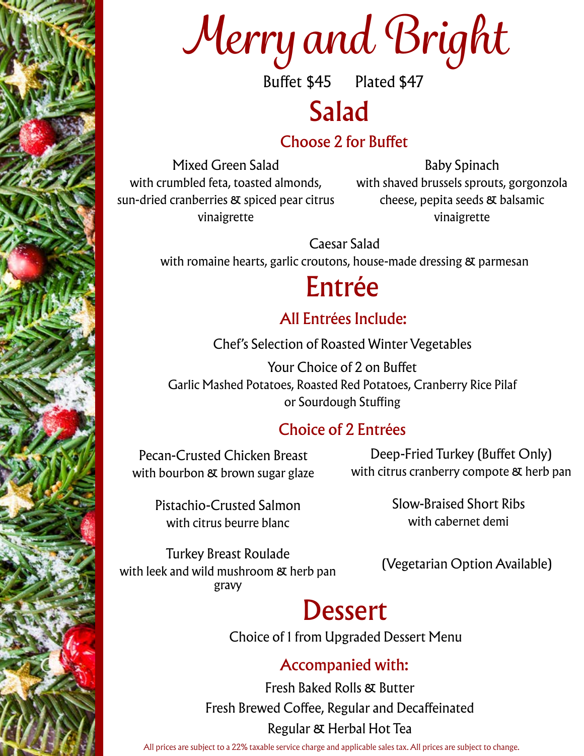# Merry and Bright

Buffet $45 Plated $47

## Salad

### Choose 2 for Buffet

Mixed Green Salad
with crumbled feta, toasted almonds, sun-dried cranberries & spiced pear citrus vinaigrette

Baby Spinach
with shaved brussels sprouts, gorgonzola cheese, pepita seeds & balsamic vinaigrette

Caesar Salad
with romaine hearts, garlic croutons, house-made dressing & parmesan

## Entrée

### All Entrées Include:

Chef's Selection of Roasted Winter Vegetables

Your Choice of 2 on Buffet
Garlic Mashed Potatoes, Roasted Red Potatoes, Cranberry Rice Pilaf or Sourdough Stuffing

### Choice of 2 Entrées

Pecan-Crusted Chicken Breast
with bourbon & brown sugar glaze

Pistachio-Crusted Salmon
with citrus beurre blanc

Turkey Breast Roulade
with leek and wild mushroom & herb pan gravy

Deep-Fried Turkey (Buffet Only)
with citrus cranberry compote & herb pan

Slow-Braised Short Ribs
with cabernet demi

(Vegetarian Option Available)

## Dessert

Choice of 1 from Upgraded Dessert Menu

### Accompanied with:

Fresh Baked Rolls & Butter

Fresh Brewed Coffee, Regular and Decaffeinated

Regular & Herbal Hot Tea

All prices are subject to a 22% taxable service charge and applicable sales tax. All prices are subject to change.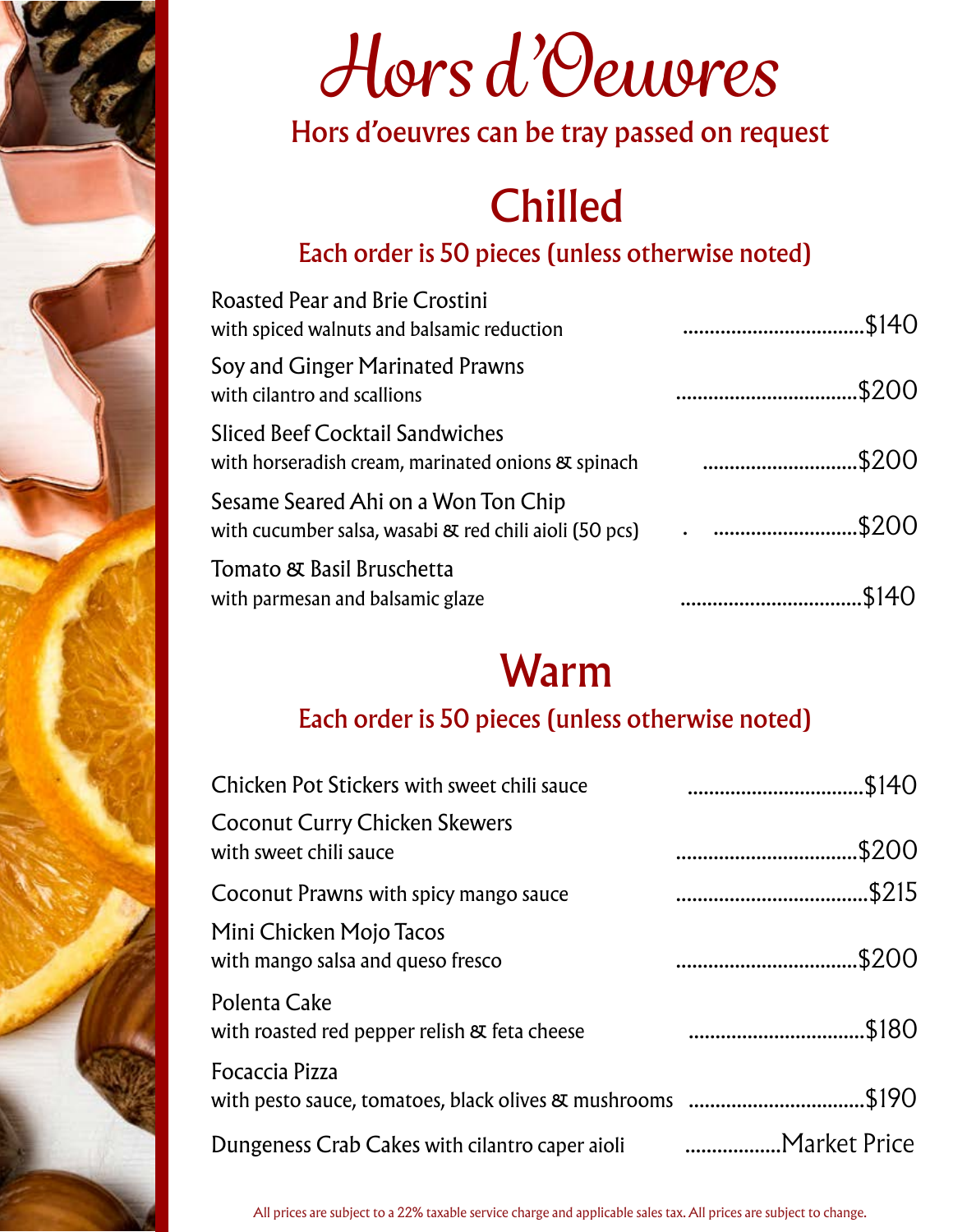# Hors d'Oeuvres

Hors d'oeuvres can be tray passed on request

## Chilled

Each order is 50 pieces (unless otherwise noted)

Roasted Pear and Brie Crostini
with spiced walnuts and balsamic reduction ..................................$140

Soy and Ginger Marinated Prawns
with cilantro and scallions ..................................$200

Sliced Beef Cocktail Sandwiches
with horseradish cream, marinated onions & spinach .............................$200

Sesame Seared Ahi on a Won Ton Chip
with cucumber salsa, wasabi & red chili aioli (50 pcs) . ...........................$200

Tomato & Basil Bruschetta
with parmesan and balsamic glaze ..................................$140

## Warm

Each order is 50 pieces (unless otherwise noted)

Chicken Pot Stickers with sweet chili sauce .................................$140

Coconut Curry Chicken Skewers
with sweet chili sauce ..................................$200

Coconut Prawns with spicy mango sauce ....................................$215

Mini Chicken Mojo Tacos
with mango salsa and queso fresco ..................................$200

Polenta Cake
with roasted red pepper relish & feta cheese .................................$180

Focaccia Pizza
with pesto sauce, tomatoes, black olives & mushrooms .................................$190

Dungeness Crab Cakes with cilantro caper aioli ..................Market Price

All prices are subject to a 22% taxable service charge and applicable sales tax. All prices are subject to change.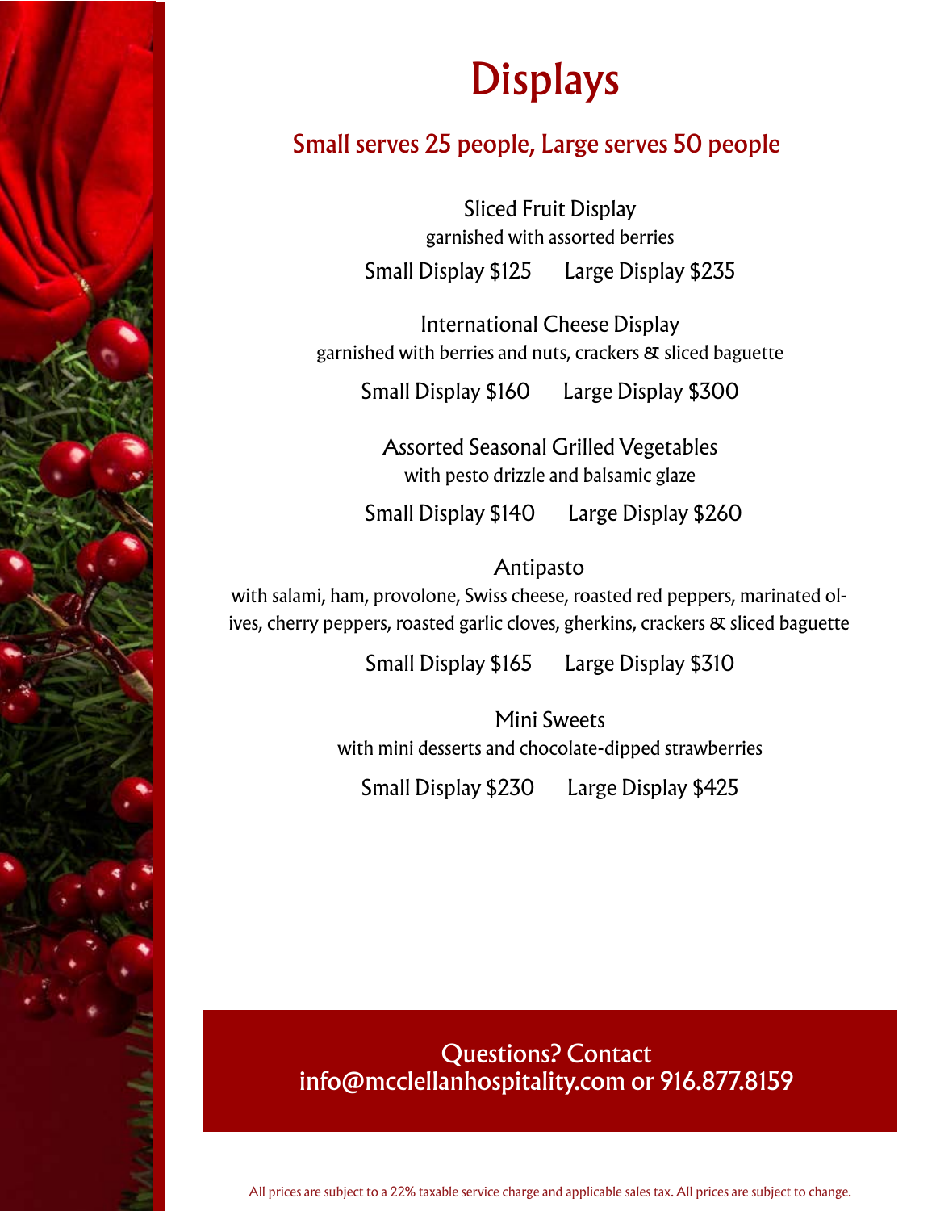# Displays

## Small serves 25 people, Large serves 50 people

Sliced Fruit Display
garnished with assorted berries

Small Display $125 Large Display $235

International Cheese Display
garnished with berries and nuts, crackers & sliced baguette

Small Display $160 Large Display $300

Assorted Seasonal Grilled Vegetables
with pesto drizzle and balsamic glaze

Small Display $140 Large Display $260

Antipasto
with salami, ham, provolone, Swiss cheese, roasted red peppers, marinated olives, cherry peppers, roasted garlic cloves, gherkins, crackers & sliced baguette

Small Display $165 Large Display $310

Mini Sweets
with mini desserts and chocolate-dipped strawberries

Small Display $230 Large Display $425

Questions? Contact
info@mcclellanhospitality.com or 916.877.8159

All prices are subject to a 22% taxable service charge and applicable sales tax. All prices are subject to change.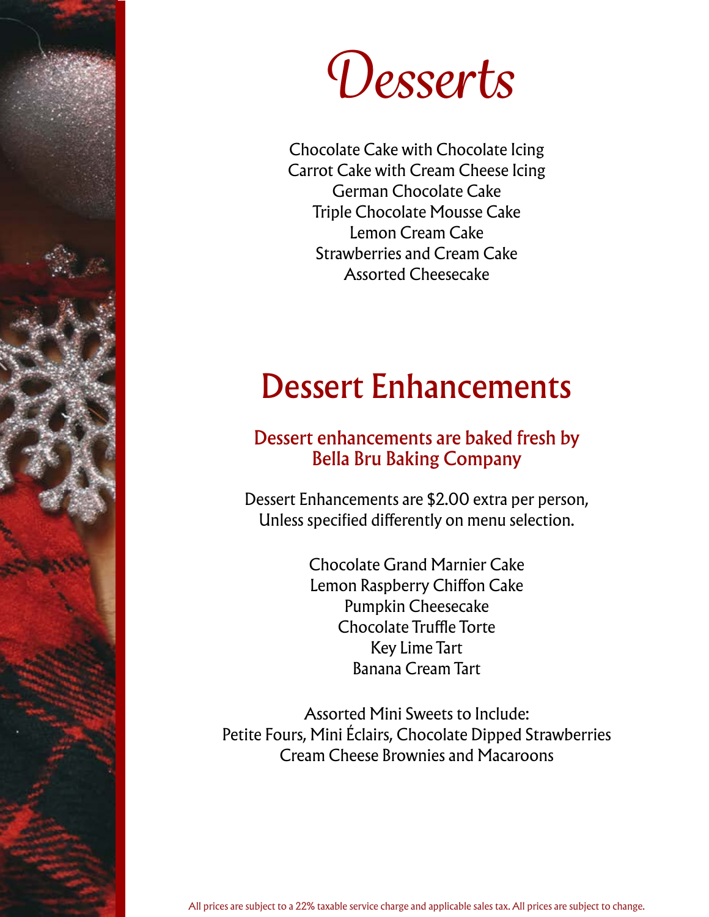# Desserts

Chocolate Cake with Chocolate Icing
Carrot Cake with Cream Cheese Icing
German Chocolate Cake
Triple Chocolate Mousse Cake
Lemon Cream Cake
Strawberries and Cream Cake
Assorted Cheesecake

## Dessert Enhancements

### Dessert enhancements are baked fresh by Bella Bru Baking Company

Dessert Enhancements are $2.00 extra per person,
Unless specified differently on menu selection.

Chocolate Grand Marnier Cake
Lemon Raspberry Chiffon Cake
Pumpkin Cheesecake
Chocolate Truffle Torte
Key Lime Tart
Banana Cream Tart

Assorted Mini Sweets to Include:
Petite Fours, Mini Éclairs, Chocolate Dipped Strawberries
Cream Cheese Brownies and Macaroons

All prices are subject to a 22% taxable service charge and applicable sales tax. All prices are subject to change.